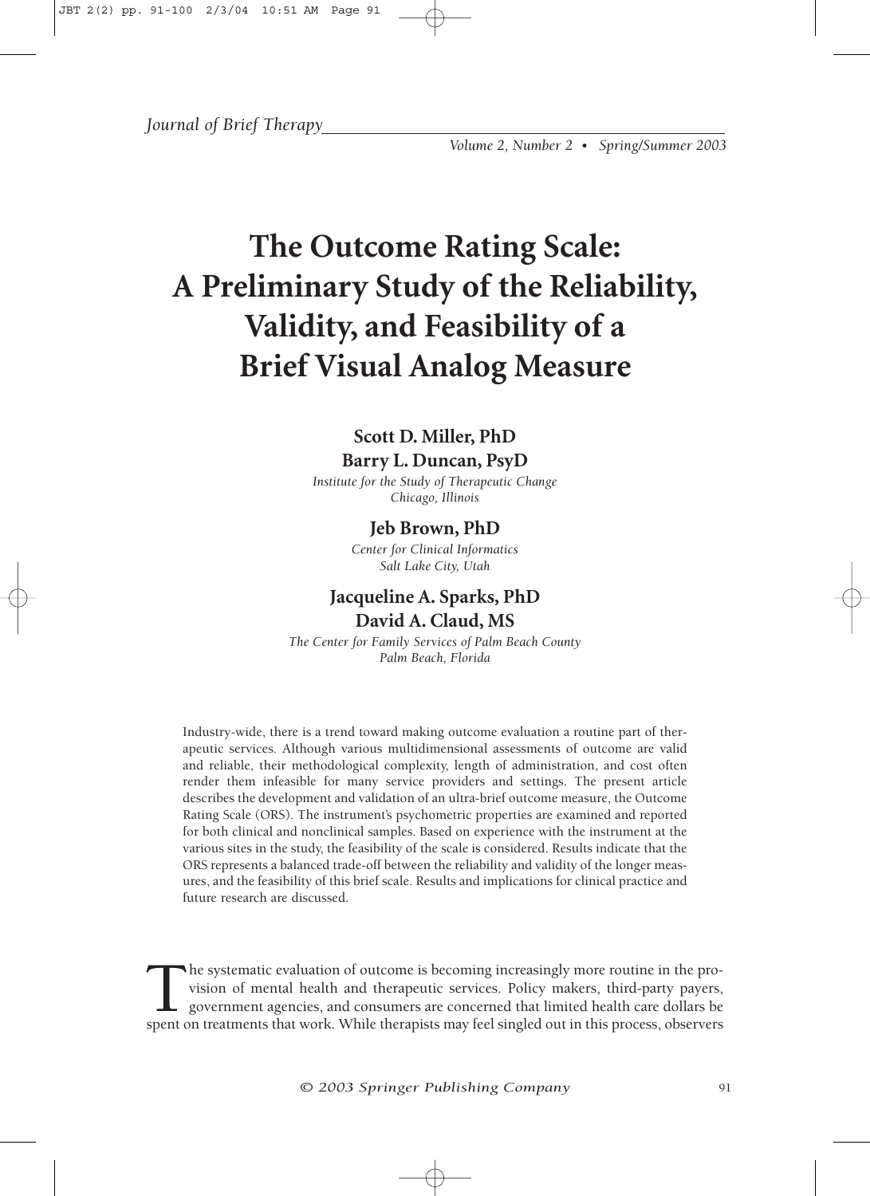# The Outcome Rating Scale: A Preliminary Study of the Reliability, Validity, and Feasibility of a Brief Visual Analog Measure

**Scott D. Miller, PhD**
**Barry L. Duncan, PsyD**

*Institute for the Study of Therapeutic Change*
*Chicago, Illinois*

**Jeb Brown, PhD**

*Center for Clinical Informatics*
*Salt Lake City, Utah*

**Jacqueline A. Sparks, PhD**
**David A. Claud, MS**

*The Center for Family Services of Palm Beach County*
*Palm Beach, Florida*

Industry-wide, there is a trend toward making outcome evaluation a routine part of therapeutic services. Although various multidimensional assessments of outcome are valid and reliable, their methodological complexity, length of administration, and cost often render them infeasible for many service providers and settings. The present article describes the development and validation of an ultra-brief outcome measure, the Outcome Rating Scale (ORS). The instrument's psychometric properties are examined and reported for both clinical and nonclinical samples. Based on experience with the instrument at the various sites in the study, the feasibility of the scale is considered. Results indicate that the ORS represents a balanced trade-off between the reliability and validity of the longer measures, and the feasibility of this brief scale. Results and implications for clinical practice and future research are discussed.

The systematic evaluation of outcome is becoming increasingly more routine in the provision of mental health and therapeutic services. Policy makers, third-party payers, government agencies, and consumers are concerned that limited health care dollars be spent on treatments that work. While therapists may feel singled out in this process, observers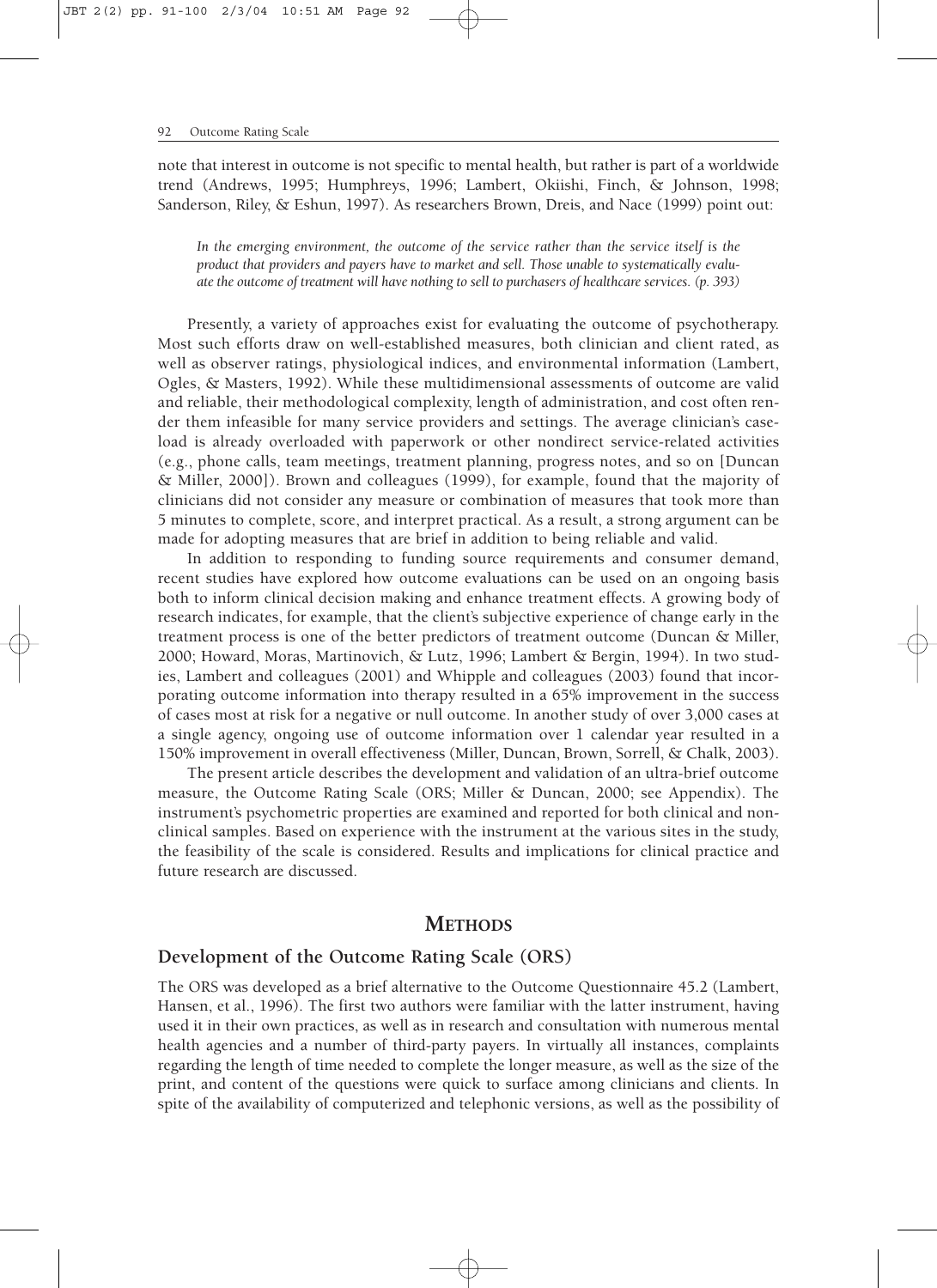note that interest in outcome is not specific to mental health, but rather is part of a worldwide trend (Andrews, 1995; Humphreys, 1996; Lambert, Okiishi, Finch, & Johnson, 1998; Sanderson, Riley, & Eshun, 1997). As researchers Brown, Dreis, and Nace (1999) point out:

> *In the emerging environment, the outcome of the service rather than the service itself is the product that providers and payers have to market and sell. Those unable to systematically evaluate the outcome of treatment will have nothing to sell to purchasers of healthcare services. (p. 393)*

Presently, a variety of approaches exist for evaluating the outcome of psychotherapy. Most such efforts draw on well-established measures, both clinician and client rated, as well as observer ratings, physiological indices, and environmental information (Lambert, Ogles, & Masters, 1992). While these multidimensional assessments of outcome are valid and reliable, their methodological complexity, length of administration, and cost often render them infeasible for many service providers and settings. The average clinician's caseload is already overloaded with paperwork or other nondirect service-related activities (e.g., phone calls, team meetings, treatment planning, progress notes, and so on [Duncan & Miller, 2000]). Brown and colleagues (1999), for example, found that the majority of clinicians did not consider any measure or combination of measures that took more than 5 minutes to complete, score, and interpret practical. As a result, a strong argument can be made for adopting measures that are brief in addition to being reliable and valid.

In addition to responding to funding source requirements and consumer demand, recent studies have explored how outcome evaluations can be used on an ongoing basis both to inform clinical decision making and enhance treatment effects. A growing body of research indicates, for example, that the client's subjective experience of change early in the treatment process is one of the better predictors of treatment outcome (Duncan & Miller, 2000; Howard, Moras, Martinovich, & Lutz, 1996; Lambert & Bergin, 1994). In two studies, Lambert and colleagues (2001) and Whipple and colleagues (2003) found that incorporating outcome information into therapy resulted in a 65% improvement in the success of cases most at risk for a negative or null outcome. In another study of over 3,000 cases at a single agency, ongoing use of outcome information over 1 calendar year resulted in a 150% improvement in overall effectiveness (Miller, Duncan, Brown, Sorrell, & Chalk, 2003).

The present article describes the development and validation of an ultra-brief outcome measure, the Outcome Rating Scale (ORS; Miller & Duncan, 2000; see Appendix). The instrument's psychometric properties are examined and reported for both clinical and nonclinical samples. Based on experience with the instrument at the various sites in the study, the feasibility of the scale is considered. Results and implications for clinical practice and future research are discussed.

## METHODS

### Development of the Outcome Rating Scale (ORS)

The ORS was developed as a brief alternative to the Outcome Questionnaire 45.2 (Lambert, Hansen, et al., 1996). The first two authors were familiar with the latter instrument, having used it in their own practices, as well as in research and consultation with numerous mental health agencies and a number of third-party payers. In virtually all instances, complaints regarding the length of time needed to complete the longer measure, as well as the size of the print, and content of the questions were quick to surface among clinicians and clients. In spite of the availability of computerized and telephonic versions, as well as the possibility of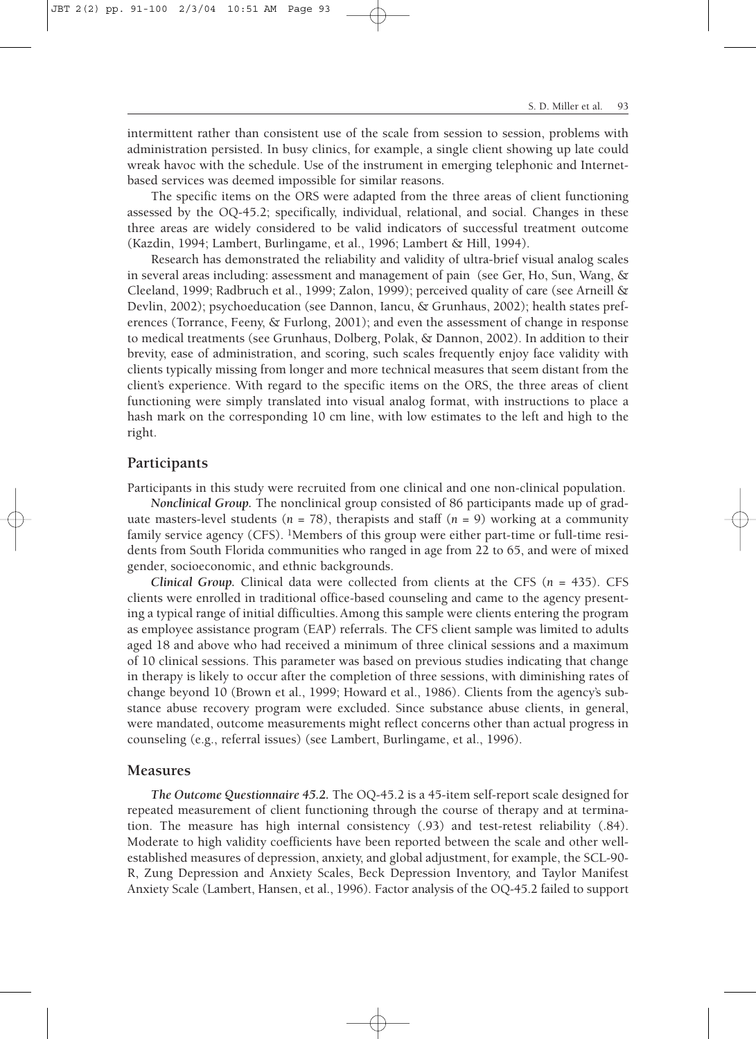intermittent rather than consistent use of the scale from session to session, problems with administration persisted. In busy clinics, for example, a single client showing up late could wreak havoc with the schedule. Use of the instrument in emerging telephonic and Internet-based services was deemed impossible for similar reasons.

The specific items on the ORS were adapted from the three areas of client functioning assessed by the OQ-45.2; specifically, individual, relational, and social. Changes in these three areas are widely considered to be valid indicators of successful treatment outcome (Kazdin, 1994; Lambert, Burlingame, et al., 1996; Lambert & Hill, 1994).

Research has demonstrated the reliability and validity of ultra-brief visual analog scales in several areas including: assessment and management of pain (see Ger, Ho, Sun, Wang, & Cleeland, 1999; Radbruch et al., 1999; Zalon, 1999); perceived quality of care (see Arneill & Devlin, 2002); psychoeducation (see Dannon, Iancu, & Grunhaus, 2002); health states preferences (Torrance, Feeny, & Furlong, 2001); and even the assessment of change in response to medical treatments (see Grunhaus, Dolberg, Polak, & Dannon, 2002). In addition to their brevity, ease of administration, and scoring, such scales frequently enjoy face validity with clients typically missing from longer and more technical measures that seem distant from the client's experience. With regard to the specific items on the ORS, the three areas of client functioning were simply translated into visual analog format, with instructions to place a hash mark on the corresponding 10 cm line, with low estimates to the left and high to the right.

## Participants

Participants in this study were recruited from one clinical and one non-clinical population.

***Nonclinical Group.*** The nonclinical group consisted of 86 participants made up of graduate masters-level students ($n$ = 78), therapists and staff ($n$ = 9) working at a community family service agency (CFS). [1]Members of this group were either part-time or full-time residents from South Florida communities who ranged in age from 22 to 65, and were of mixed gender, socioeconomic, and ethnic backgrounds.

***Clinical Group.*** Clinical data were collected from clients at the CFS ($n$ = 435). CFS clients were enrolled in traditional office-based counseling and came to the agency presenting a typical range of initial difficulties. Among this sample were clients entering the program as employee assistance program (EAP) referrals. The CFS client sample was limited to adults aged 18 and above who had received a minimum of three clinical sessions and a maximum of 10 clinical sessions. This parameter was based on previous studies indicating that change in therapy is likely to occur after the completion of three sessions, with diminishing rates of change beyond 10 (Brown et al., 1999; Howard et al., 1986). Clients from the agency's substance abuse recovery program were excluded. Since substance abuse clients, in general, were mandated, outcome measurements might reflect concerns other than actual progress in counseling (e.g., referral issues) (see Lambert, Burlingame, et al., 1996).

## Measures

***The Outcome Questionnaire 45.2.*** The OQ-45.2 is a 45-item self-report scale designed for repeated measurement of client functioning through the course of therapy and at termination. The measure has high internal consistency (.93) and test-retest reliability (.84). Moderate to high validity coefficients have been reported between the scale and other well-established measures of depression, anxiety, and global adjustment, for example, the SCL-90-R, Zung Depression and Anxiety Scales, Beck Depression Inventory, and Taylor Manifest Anxiety Scale (Lambert, Hansen, et al., 1996). Factor analysis of the OQ-45.2 failed to support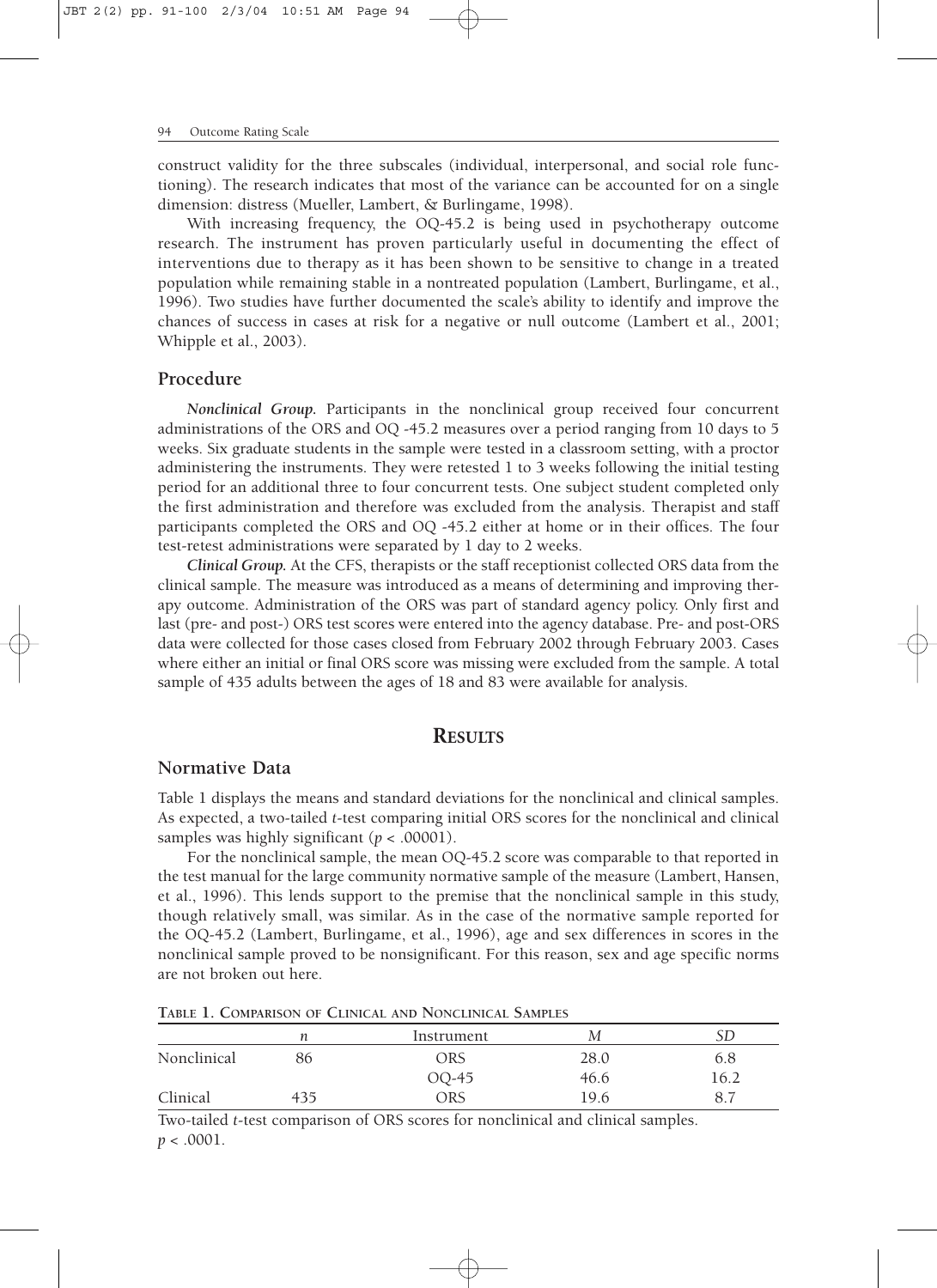construct validity for the three subscales (individual, interpersonal, and social role functioning). The research indicates that most of the variance can be accounted for on a single dimension: distress (Mueller, Lambert, & Burlingame, 1998).

With increasing frequency, the OQ-45.2 is being used in psychotherapy outcome research. The instrument has proven particularly useful in documenting the effect of interventions due to therapy as it has been shown to be sensitive to change in a treated population while remaining stable in a nontreated population (Lambert, Burlingame, et al., 1996). Two studies have further documented the scale's ability to identify and improve the chances of success in cases at risk for a negative or null outcome (Lambert et al., 2001; Whipple et al., 2003).

## Procedure

***Nonclinical Group.*** Participants in the nonclinical group received four concurrent administrations of the ORS and OQ -45.2 measures over a period ranging from 10 days to 5 weeks. Six graduate students in the sample were tested in a classroom setting, with a proctor administering the instruments. They were retested 1 to 3 weeks following the initial testing period for an additional three to four concurrent tests. One subject student completed only the first administration and therefore was excluded from the analysis. Therapist and staff participants completed the ORS and OQ -45.2 either at home or in their offices. The four test-retest administrations were separated by 1 day to 2 weeks.

***Clinical Group.*** At the CFS, therapists or the staff receptionist collected ORS data from the clinical sample. The measure was introduced as a means of determining and improving therapy outcome. Administration of the ORS was part of standard agency policy. Only first and last (pre- and post-) ORS test scores were entered into the agency database. Pre- and post-ORS data were collected for those cases closed from February 2002 through February 2003. Cases where either an initial or final ORS score was missing were excluded from the sample. A total sample of 435 adults between the ages of 18 and 83 were available for analysis.

# RESULTS

## Normative Data

Table 1 displays the means and standard deviations for the nonclinical and clinical samples. As expected, a two-tailed *t*-test comparing initial ORS scores for the nonclinical and clinical samples was highly significant ($p < .00001$).

For the nonclinical sample, the mean OQ-45.2 score was comparable to that reported in the test manual for the large community normative sample of the measure (Lambert, Hansen, et al., 1996). This lends support to the premise that the nonclinical sample in this study, though relatively small, was similar. As in the case of the normative sample reported for the OQ-45.2 (Lambert, Burlingame, et al., 1996), age and sex differences in scores in the nonclinical sample proved to be nonsignificant. For this reason, sex and age specific norms are not broken out here.

TABLE 1. COMPARISON OF CLINICAL AND NONCLINICAL SAMPLES

| | *n* | Instrument | *M* | *SD* |
|---|---|---|---|---|
| Nonclinical | 86 | ORS | 28.0 | 6.8 |
| | | OQ-45 | 46.6 | 16.2 |
| Clinical | 435 | ORS | 19.6 | 8.7 |

Two-tailed *t*-test comparison of ORS scores for nonclinical and clinical samples.
$p < .0001$.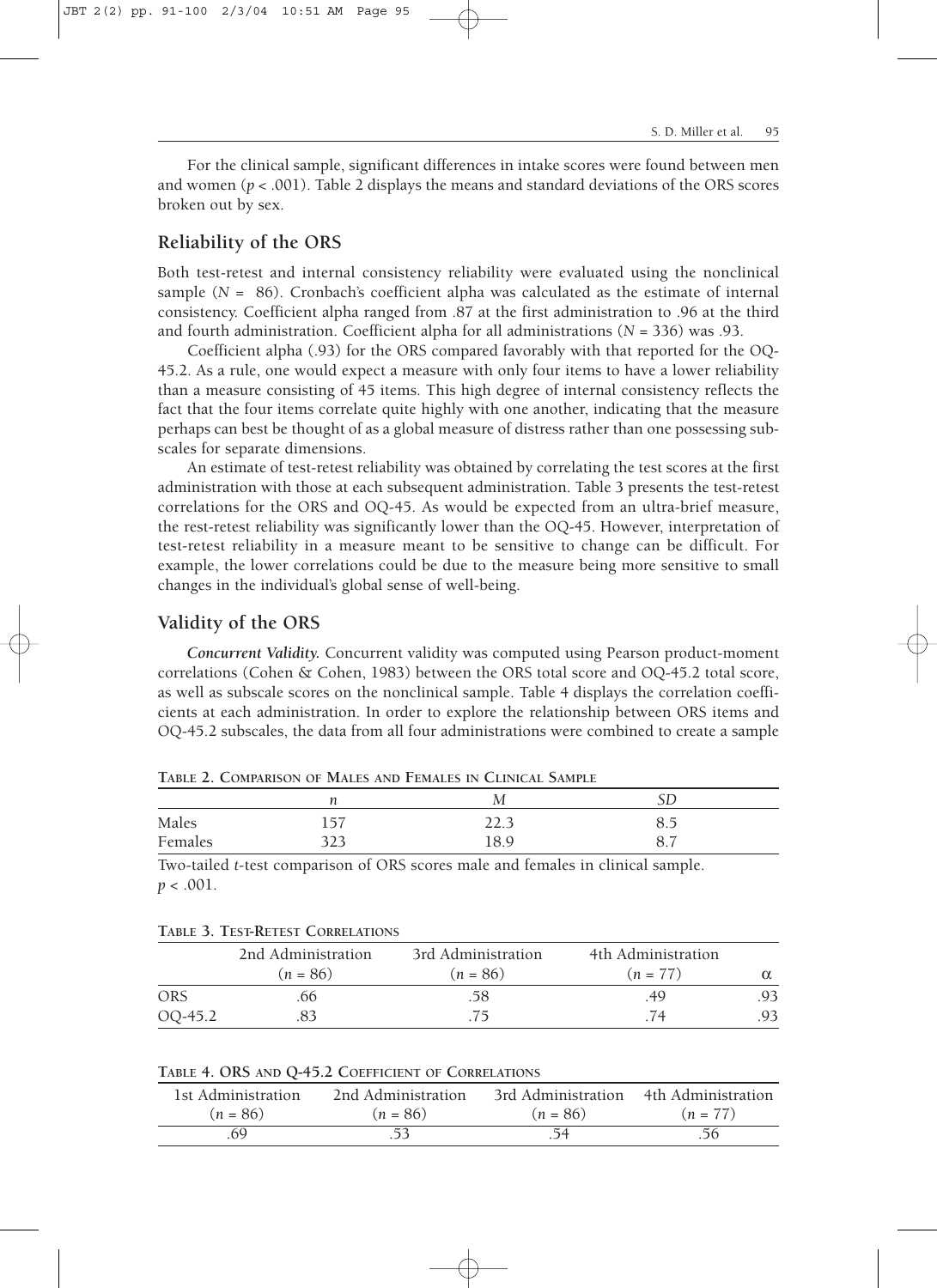For the clinical sample, significant differences in intake scores were found between men and women ($p < .001$). Table 2 displays the means and standard deviations of the ORS scores broken out by sex.

## Reliability of the ORS

Both test-retest and internal consistency reliability were evaluated using the nonclinical sample ($N = 86$). Cronbach's coefficient alpha was calculated as the estimate of internal consistency. Coefficient alpha ranged from .87 at the first administration to .96 at the third and fourth administration. Coefficient alpha for all administrations ($N = 336$) was .93.

Coefficient alpha (.93) for the ORS compared favorably with that reported for the OQ-45.2. As a rule, one would expect a measure with only four items to have a lower reliability than a measure consisting of 45 items. This high degree of internal consistency reflects the fact that the four items correlate quite highly with one another, indicating that the measure perhaps can best be thought of as a global measure of distress rather than one possessing subscales for separate dimensions.

An estimate of test-retest reliability was obtained by correlating the test scores at the first administration with those at each subsequent administration. Table 3 presents the test-retest correlations for the ORS and OQ-45. As would be expected from an ultra-brief measure, the rest-retest reliability was significantly lower than the OQ-45. However, interpretation of test-retest reliability in a measure meant to be sensitive to change can be difficult. For example, the lower correlations could be due to the measure being more sensitive to small changes in the individual's global sense of well-being.

## Validity of the ORS

***Concurrent Validity.*** Concurrent validity was computed using Pearson product-moment correlations (Cohen & Cohen, 1983) between the ORS total score and OQ-45.2 total score, as well as subscale scores on the nonclinical sample. Table 4 displays the correlation coefficients at each administration. In order to explore the relationship between ORS items and OQ-45.2 subscales, the data from all four administrations were combined to create a sample

**Table 2. Comparison of Males and Females in Clinical Sample**

| | $n$ | $M$ | $SD$ |
|---|---|---|---|
| Males | 157 | 22.3 | 8.5 |
| Females | 323 | 18.9 | 8.7 |

Two-tailed *t*-test comparison of ORS scores male and females in clinical sample.
$p < .001$.

**Table 3. Test-Retest Correlations**

| | 2nd Administration ($n = 86$) | 3rd Administration ($n = 86$) | 4th Administration ($n = 77$) | $\alpha$ |
|---|---|---|---|---|
| ORS | .66 | .58 | .49 | .93 |
| OQ-45.2 | .83 | .75 | .74 | .93 |

**Table 4. ORS and Q-45.2 Coefficient of Correlations**

| 1st Administration ($n = 86$) | 2nd Administration ($n = 86$) | 3rd Administration ($n = 86$) | 4th Administration ($n = 77$) |
|---|---|---|---|
| .69 | .53 | .54 | .56 |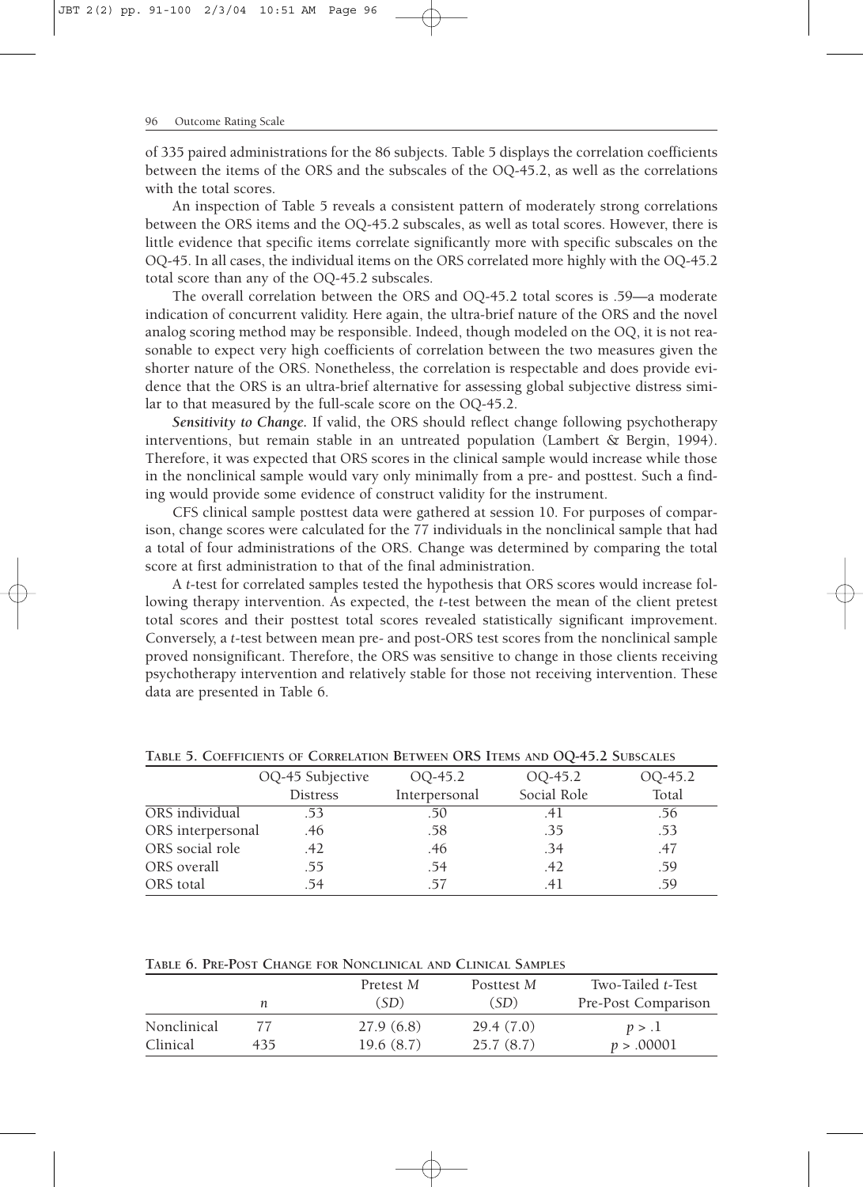of 335 paired administrations for the 86 subjects. Table 5 displays the correlation coefficients between the items of the ORS and the subscales of the OQ-45.2, as well as the correlations with the total scores.

An inspection of Table 5 reveals a consistent pattern of moderately strong correlations between the ORS items and the OQ-45.2 subscales, as well as total scores. However, there is little evidence that specific items correlate significantly more with specific subscales on the OQ-45. In all cases, the individual items on the ORS correlated more highly with the OQ-45.2 total score than any of the OQ-45.2 subscales.

The overall correlation between the ORS and OQ-45.2 total scores is .59—a moderate indication of concurrent validity. Here again, the ultra-brief nature of the ORS and the novel analog scoring method may be responsible. Indeed, though modeled on the OQ, it is not reasonable to expect very high coefficients of correlation between the two measures given the shorter nature of the ORS. Nonetheless, the correlation is respectable and does provide evidence that the ORS is an ultra-brief alternative for assessing global subjective distress similar to that measured by the full-scale score on the OQ-45.2.

***Sensitivity to Change.*** If valid, the ORS should reflect change following psychotherapy interventions, but remain stable in an untreated population (Lambert & Bergin, 1994). Therefore, it was expected that ORS scores in the clinical sample would increase while those in the nonclinical sample would vary only minimally from a pre- and posttest. Such a finding would provide some evidence of construct validity for the instrument.

CFS clinical sample posttest data were gathered at session 10. For purposes of comparison, change scores were calculated for the 77 individuals in the nonclinical sample that had a total of four administrations of the ORS. Change was determined by comparing the total score at first administration to that of the final administration.

A *t*-test for correlated samples tested the hypothesis that ORS scores would increase following therapy intervention. As expected, the *t*-test between the mean of the client pretest total scores and their posttest total scores revealed statistically significant improvement. Conversely, a *t*-test between mean pre- and post-ORS test scores from the nonclinical sample proved nonsignificant. Therefore, the ORS was sensitive to change in those clients receiving psychotherapy intervention and relatively stable for those not receiving intervention. These data are presented in Table 6.

**Table 5. Coefficients of Correlation Between ORS Items and OQ-45.2 Subscales**

| | OQ-45 Subjective Distress | OQ-45.2 Interpersonal | OQ-45.2 Social Role | OQ-45.2 Total |
|---|---|---|---|---|
| ORS individual | .53 | .50 | .41 | .56 |
| ORS interpersonal | .46 | .58 | .35 | .53 |
| ORS social role | .42 | .46 | .34 | .47 |
| ORS overall | .55 | .54 | .42 | .59 |
| ORS total | .54 | .57 | .41 | .59 |

**Table 6. Pre-Post Change for Nonclinical and Clinical Samples**

| | *n* | Pretest *M* (*SD*) | Posttest *M* (*SD*) | Two-Tailed *t*-Test Pre-Post Comparison |
|---|---|---|---|---|
| Nonclinical | 77 | 27.9 (6.8) | 29.4 (7.0) | $p > .1$ |
| Clinical | 435 | 19.6 (8.7) | 25.7 (8.7) | $p > .00001$ |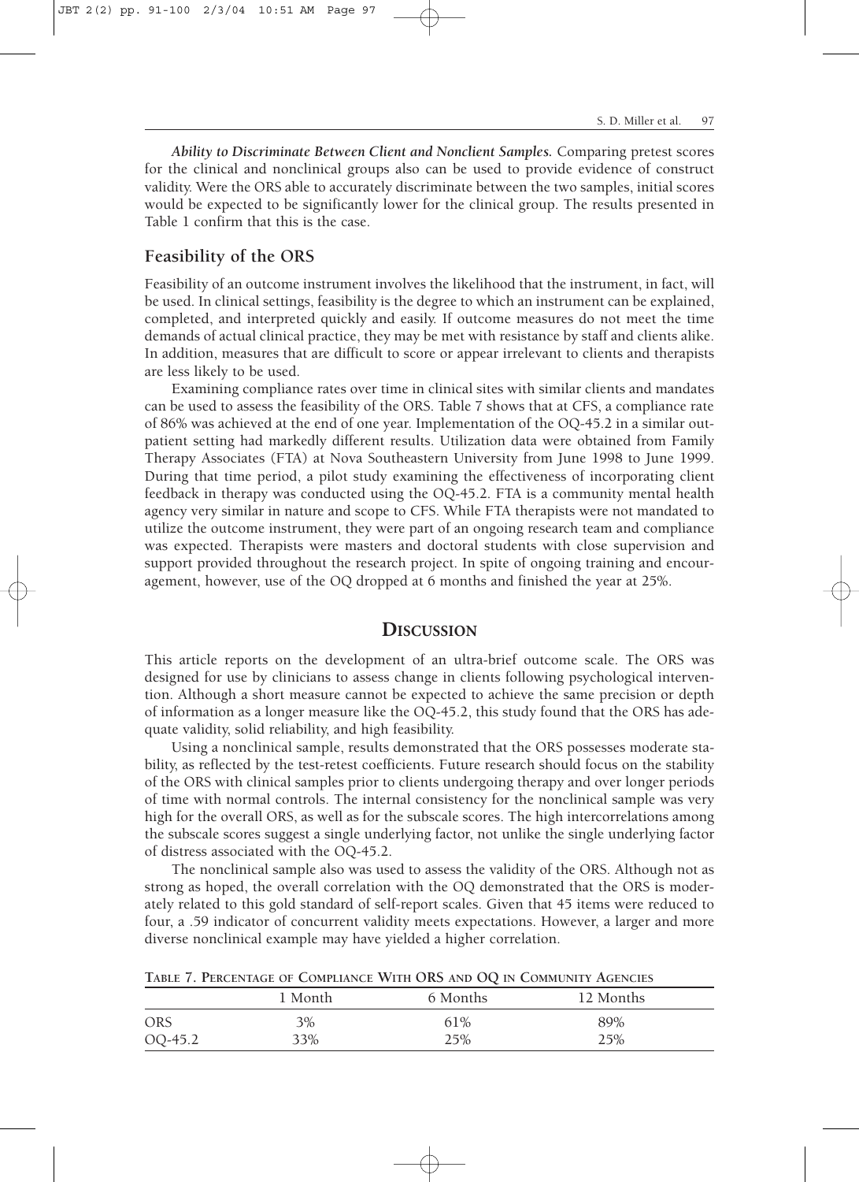*Ability to Discriminate Between Client and Nonclient Samples.* Comparing pretest scores for the clinical and nonclinical groups also can be used to provide evidence of construct validity. Were the ORS able to accurately discriminate between the two samples, initial scores would be expected to be significantly lower for the clinical group. The results presented in Table 1 confirm that this is the case.

## Feasibility of the ORS

Feasibility of an outcome instrument involves the likelihood that the instrument, in fact, will be used. In clinical settings, feasibility is the degree to which an instrument can be explained, completed, and interpreted quickly and easily. If outcome measures do not meet the time demands of actual clinical practice, they may be met with resistance by staff and clients alike. In addition, measures that are difficult to score or appear irrelevant to clients and therapists are less likely to be used.

Examining compliance rates over time in clinical sites with similar clients and mandates can be used to assess the feasibility of the ORS. Table 7 shows that at CFS, a compliance rate of 86% was achieved at the end of one year. Implementation of the OQ-45.2 in a similar outpatient setting had markedly different results. Utilization data were obtained from Family Therapy Associates (FTA) at Nova Southeastern University from June 1998 to June 1999. During that time period, a pilot study examining the effectiveness of incorporating client feedback in therapy was conducted using the OQ-45.2. FTA is a community mental health agency very similar in nature and scope to CFS. While FTA therapists were not mandated to utilize the outcome instrument, they were part of an ongoing research team and compliance was expected. Therapists were masters and doctoral students with close supervision and support provided throughout the research project. In spite of ongoing training and encouragement, however, use of the OQ dropped at 6 months and finished the year at 25%.

# Discussion

This article reports on the development of an ultra-brief outcome scale. The ORS was designed for use by clinicians to assess change in clients following psychological intervention. Although a short measure cannot be expected to achieve the same precision or depth of information as a longer measure like the OQ-45.2, this study found that the ORS has adequate validity, solid reliability, and high feasibility.

Using a nonclinical sample, results demonstrated that the ORS possesses moderate stability, as reflected by the test-retest coefficients. Future research should focus on the stability of the ORS with clinical samples prior to clients undergoing therapy and over longer periods of time with normal controls. The internal consistency for the nonclinical sample was very high for the overall ORS, as well as for the subscale scores. The high intercorrelations among the subscale scores suggest a single underlying factor, not unlike the single underlying factor of distress associated with the OQ-45.2.

The nonclinical sample also was used to assess the validity of the ORS. Although not as strong as hoped, the overall correlation with the OQ demonstrated that the ORS is moderately related to this gold standard of self-report scales. Given that 45 items were reduced to four, a .59 indicator of concurrent validity meets expectations. However, a larger and more diverse nonclinical example may have yielded a higher correlation.

**Table 7. Percentage of Compliance With ORS and OQ in Community Agencies**

| | 1 Month | 6 Months | 12 Months |
|---|---|---|---|
| ORS | 3% | 61% | 89% |
| OQ-45.2 | 33% | 25% | 25% |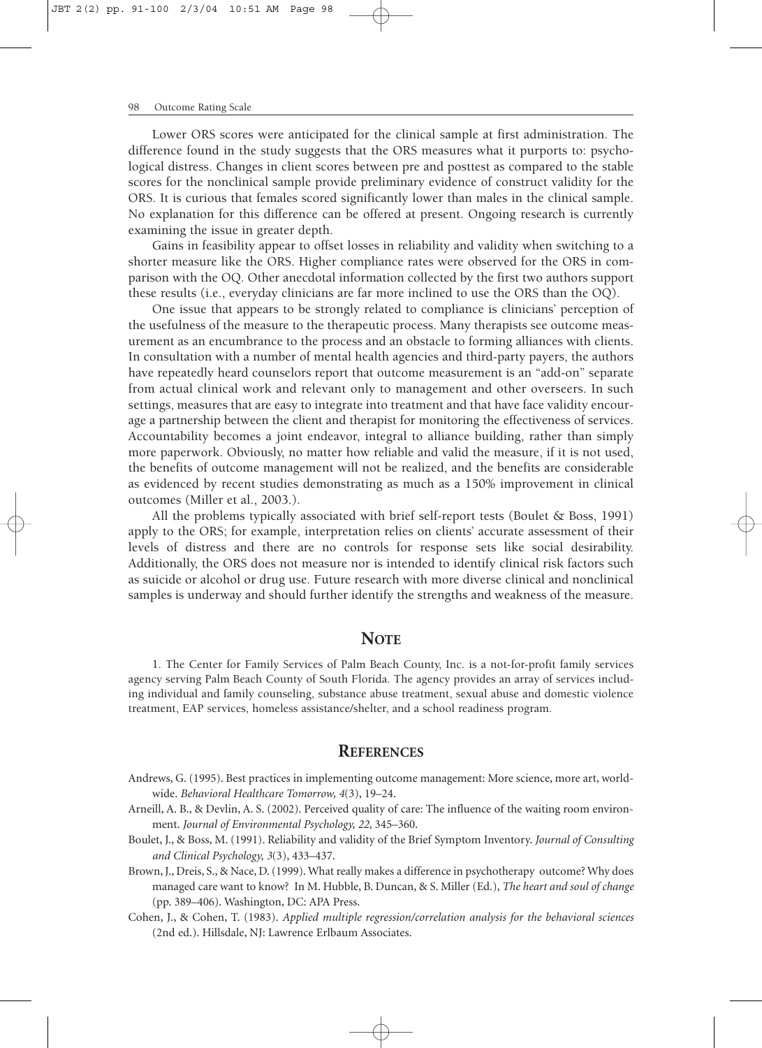Lower ORS scores were anticipated for the clinical sample at first administration. The difference found in the study suggests that the ORS measures what it purports to: psychological distress. Changes in client scores between pre and posttest as compared to the stable scores for the nonclinical sample provide preliminary evidence of construct validity for the ORS. It is curious that females scored significantly lower than males in the clinical sample. No explanation for this difference can be offered at present. Ongoing research is currently examining the issue in greater depth.

Gains in feasibility appear to offset losses in reliability and validity when switching to a shorter measure like the ORS. Higher compliance rates were observed for the ORS in comparison with the OQ. Other anecdotal information collected by the first two authors support these results (i.e., everyday clinicians are far more inclined to use the ORS than the OQ).

One issue that appears to be strongly related to compliance is clinicians' perception of the usefulness of the measure to the therapeutic process. Many therapists see outcome measurement as an encumbrance to the process and an obstacle to forming alliances with clients. In consultation with a number of mental health agencies and third-party payers, the authors have repeatedly heard counselors report that outcome measurement is an "add-on" separate from actual clinical work and relevant only to management and other overseers. In such settings, measures that are easy to integrate into treatment and that have face validity encourage a partnership between the client and therapist for monitoring the effectiveness of services. Accountability becomes a joint endeavor, integral to alliance building, rather than simply more paperwork. Obviously, no matter how reliable and valid the measure, if it is not used, the benefits of outcome management will not be realized, and the benefits are considerable as evidenced by recent studies demonstrating as much as a 150% improvement in clinical outcomes (Miller et al., 2003.).

All the problems typically associated with brief self-report tests (Boulet & Boss, 1991) apply to the ORS; for example, interpretation relies on clients' accurate assessment of their levels of distress and there are no controls for response sets like social desirability. Additionally, the ORS does not measure nor is intended to identify clinical risk factors such as suicide or alcohol or drug use. Future research with more diverse clinical and nonclinical samples is underway and should further identify the strengths and weakness of the measure.

## NOTE

1. The Center for Family Services of Palm Beach County, Inc. is a not-for-profit family services agency serving Palm Beach County of South Florida. The agency provides an array of services including individual and family counseling, substance abuse treatment, sexual abuse and domestic violence treatment, EAP services, homeless assistance/shelter, and a school readiness program.

## REFERENCES

Andrews, G. (1995). Best practices in implementing outcome management: More science, more art, worldwide. *Behavioral Healthcare Tomorrow, 4*(3), 19–24.

Arneill, A. B., & Devlin, A. S. (2002). Perceived quality of care: The influence of the waiting room environment. *Journal of Environmental Psychology, 22*, 345–360.

Boulet, J., & Boss, M. (1991). Reliability and validity of the Brief Symptom Inventory. *Journal of Consulting and Clinical Psychology, 3*(3), 433–437.

Brown, J., Dreis, S., & Nace, D. (1999). What really makes a difference in psychotherapy outcome? Why does managed care want to know? In M. Hubble, B. Duncan, & S. Miller (Ed.), *The heart and soul of change* (pp. 389–406). Washington, DC: APA Press.

Cohen, J., & Cohen, T. (1983). *Applied multiple regression/correlation analysis for the behavioral sciences* (2nd ed.). Hillsdale, NJ: Lawrence Erlbaum Associates.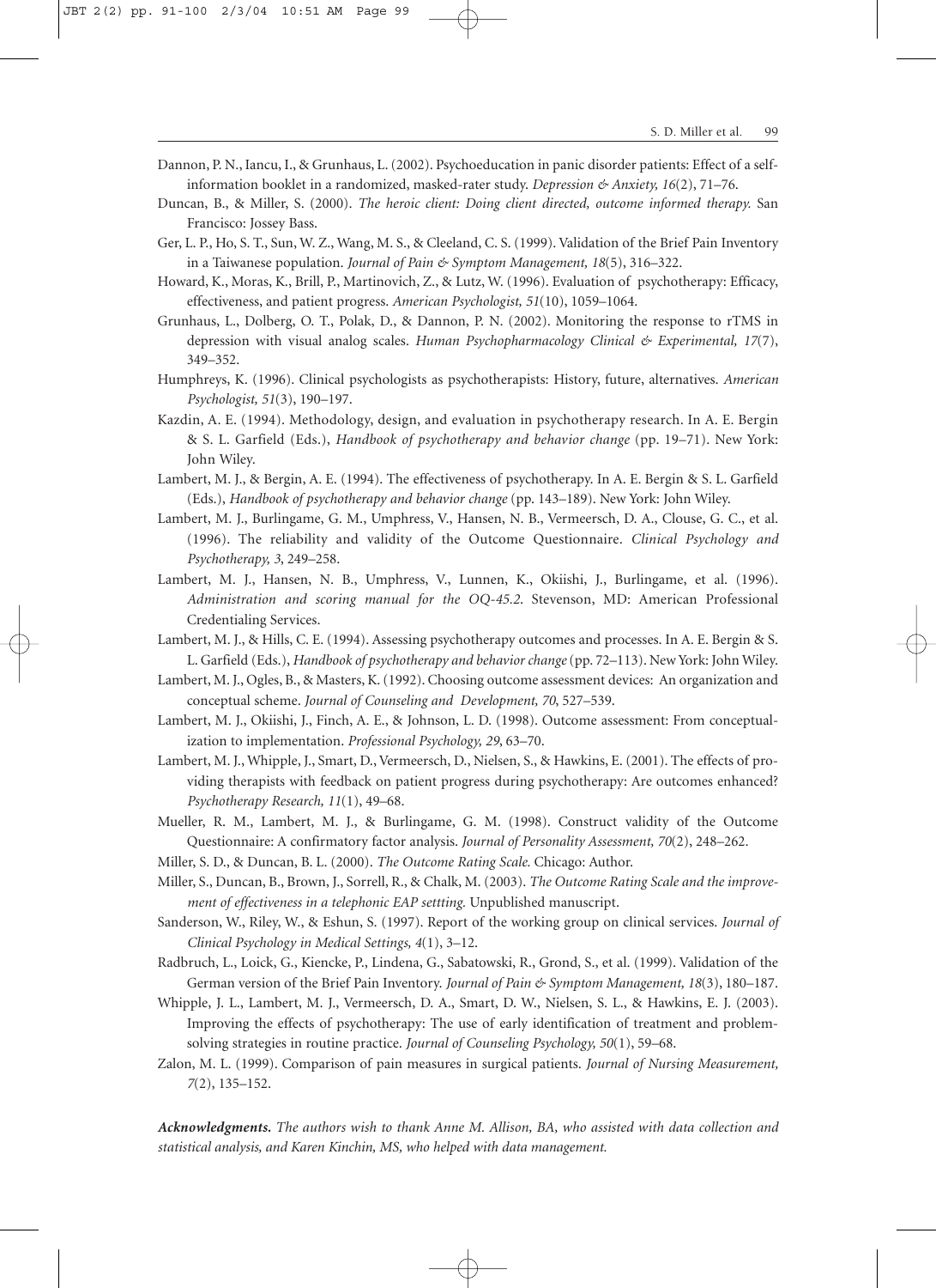Dannon, P. N., Iancu, I., & Grunhaus, L. (2002). Psychoeducation in panic disorder patients: Effect of a self-information booklet in a randomized, masked-rater study. *Depression & Anxiety, 16*(2), 71–76.

Duncan, B., & Miller, S. (2000). *The heroic client: Doing client directed, outcome informed therapy.* San Francisco: Jossey Bass.

Ger, L. P., Ho, S. T., Sun, W. Z., Wang, M. S., & Cleeland, C. S. (1999). Validation of the Brief Pain Inventory in a Taiwanese population. *Journal of Pain & Symptom Management, 18*(5), 316–322.

Howard, K., Moras, K., Brill, P., Martinovich, Z., & Lutz, W. (1996). Evaluation of psychotherapy: Efficacy, effectiveness, and patient progress. *American Psychologist, 51*(10), 1059–1064.

Grunhaus, L., Dolberg, O. T., Polak, D., & Dannon, P. N. (2002). Monitoring the response to rTMS in depression with visual analog scales. *Human Psychopharmacology Clinical & Experimental, 17*(7), 349–352.

Humphreys, K. (1996). Clinical psychologists as psychotherapists: History, future, alternatives. *American Psychologist, 51*(3), 190–197.

Kazdin, A. E. (1994). Methodology, design, and evaluation in psychotherapy research. In A. E. Bergin & S. L. Garfield (Eds.), *Handbook of psychotherapy and behavior change* (pp. 19–71). New York: John Wiley.

Lambert, M. J., & Bergin, A. E. (1994). The effectiveness of psychotherapy. In A. E. Bergin & S. L. Garfield (Eds.), *Handbook of psychotherapy and behavior change* (pp. 143–189). New York: John Wiley.

Lambert, M. J., Burlingame, G. M., Umphress, V., Hansen, N. B., Vermeersch, D. A., Clouse, G. C., et al. (1996). The reliability and validity of the Outcome Questionnaire. *Clinical Psychology and Psychotherapy, 3*, 249–258.

Lambert, M. J., Hansen, N. B., Umphress, V., Lunnen, K., Okiishi, J., Burlingame, et al. (1996). *Administration and scoring manual for the OQ-45.2.* Stevenson, MD: American Professional Credentialing Services.

Lambert, M. J., & Hills, C. E. (1994). Assessing psychotherapy outcomes and processes. In A. E. Bergin & S. L. Garfield (Eds.), *Handbook of psychotherapy and behavior change* (pp. 72–113). New York: John Wiley.

Lambert, M. J., Ogles, B., & Masters, K. (1992). Choosing outcome assessment devices: An organization and conceptual scheme. *Journal of Counseling and Development, 70*, 527–539.

Lambert, M. J., Okiishi, J., Finch, A. E., & Johnson, L. D. (1998). Outcome assessment: From conceptualization to implementation. *Professional Psychology, 29*, 63–70.

Lambert, M. J., Whipple, J., Smart, D., Vermeersch, D., Nielsen, S., & Hawkins, E. (2001). The effects of providing therapists with feedback on patient progress during psychotherapy: Are outcomes enhanced? *Psychotherapy Research, 11*(1), 49–68.

Mueller, R. M., Lambert, M. J., & Burlingame, G. M. (1998). Construct validity of the Outcome Questionnaire: A confirmatory factor analysis. *Journal of Personality Assessment, 70*(2), 248–262.

Miller, S. D., & Duncan, B. L. (2000). *The Outcome Rating Scale.* Chicago: Author.

Miller, S., Duncan, B., Brown, J., Sorrell, R., & Chalk, M. (2003). *The Outcome Rating Scale and the improvement of effectiveness in a telephonic EAP settting.* Unpublished manuscript.

Sanderson, W., Riley, W., & Eshun, S. (1997). Report of the working group on clinical services. *Journal of Clinical Psychology in Medical Settings, 4*(1), 3–12.

Radbruch, L., Loick, G., Kiencke, P., Lindena, G., Sabatowski, R., Grond, S., et al. (1999). Validation of the German version of the Brief Pain Inventory. *Journal of Pain & Symptom Management, 18*(3), 180–187.

Whipple, J. L., Lambert, M. J., Vermeersch, D. A., Smart, D. W., Nielsen, S. L., & Hawkins, E. J. (2003). Improving the effects of psychotherapy: The use of early identification of treatment and problem-solving strategies in routine practice. *Journal of Counseling Psychology, 50*(1), 59–68.

Zalon, M. L. (1999). Comparison of pain measures in surgical patients. *Journal of Nursing Measurement, 7*(2), 135–152.

***Acknowledgments.*** *The authors wish to thank Anne M. Allison, BA, who assisted with data collection and statistical analysis, and Karen Kinchin, MS, who helped with data management.*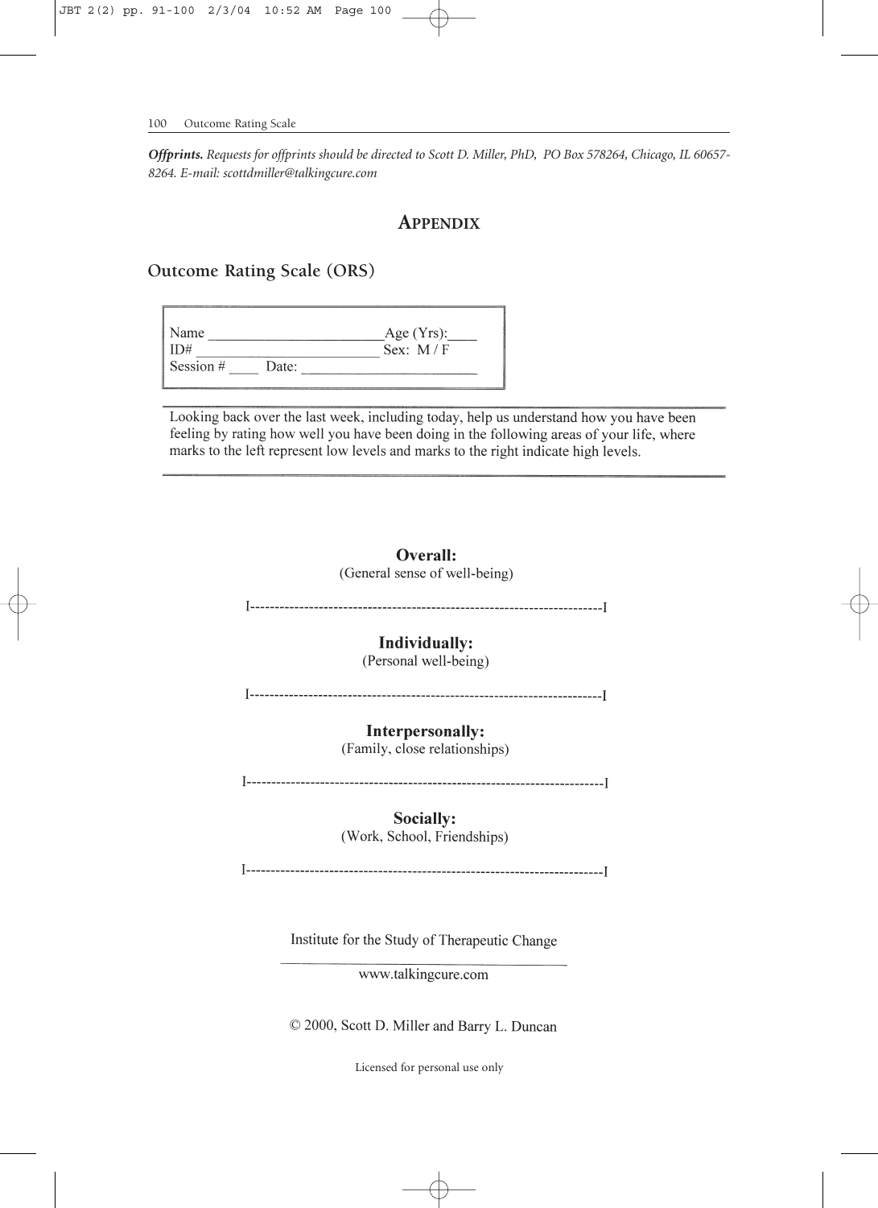*Offprints. Requests for offprints should be directed to Scott D. Miller, PhD, PO Box 578264, Chicago, IL 60657-8264. E-mail: scottdmiller@talkingcure.com*

## APPENDIX

### Outcome Rating Scale (ORS)

Name \_\_\_\_\_\_\_\_\_\_\_\_\_\_\_\_\_\_\_\_\_\_\_\_ Age (Yrs):\_\_\_\_
ID# \_\_\_\_\_\_\_\_\_\_\_\_\_\_\_\_\_\_\_\_\_\_\_\_\_ Sex: M / F
Session # \_\_\_\_ Date: \_\_\_\_\_\_\_\_\_\_\_\_\_\_\_\_\_\_\_\_\_\_\_\_

Looking back over the last week, including today, help us understand how you have been feeling by rating how well you have been doing in the following areas of your life, where marks to the left represent low levels and marks to the right indicate high levels.

**Overall:**
(General sense of well-being)

I----------------------------------------------------------------------I

**Individually:**
(Personal well-being)

I----------------------------------------------------------------------I

**Interpersonally:**
(Family, close relationships)

I----------------------------------------------------------------------I

**Socially:**
(Work, School, Friendships)

I----------------------------------------------------------------------I

Institute for the Study of Therapeutic Change

www.talkingcure.com

© 2000, Scott D. Miller and Barry L. Duncan

Licensed for personal use only